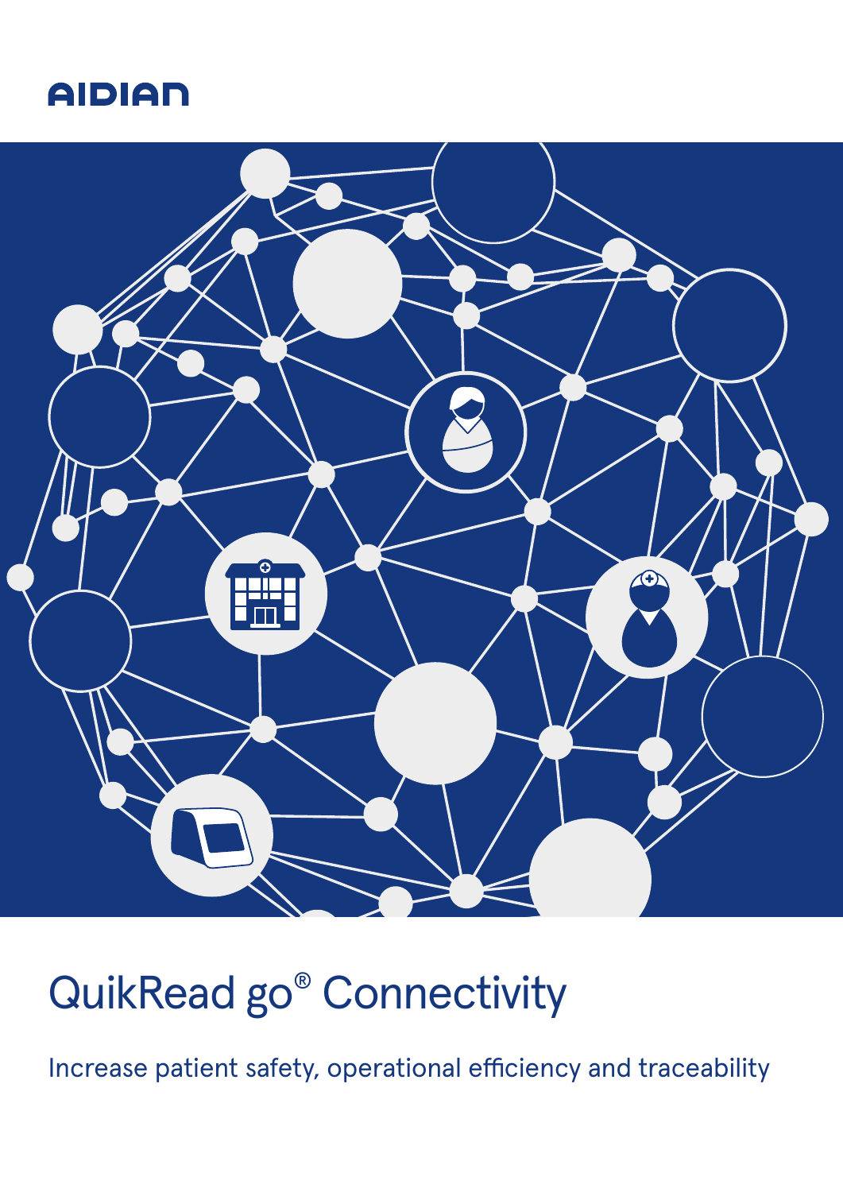AIDIAN

# QuikRead go® Connectivity

Increase patient safety, operational efficiency and traceability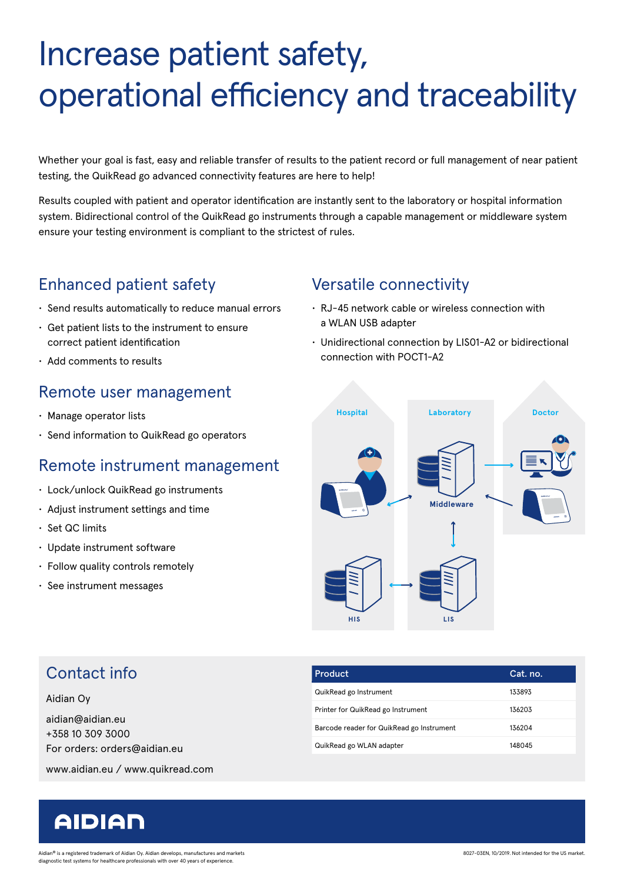# Increase patient safety, operational efficiency and traceability

Whether your goal is fast, easy and reliable transfer of results to the patient record or full management of near patient testing, the QuikRead go advanced connectivity features are here to help!

Results coupled with patient and operator identification are instantly sent to the laboratory or hospital information system. Bidirectional control of the QuikRead go instruments through a capable management or middleware system ensure your testing environment is compliant to the strictest of rules.

## Enhanced patient safety

- Send results automatically to reduce manual errors
- Get patient lists to the instrument to ensure correct patient identification
- Add comments to results

## Remote user management

- Manage operator lists
- Send information to QuikRead go operators

## Remote instrument management

- Lock/unlock QuikRead go instruments
- Adjust instrument settings and time
- Set QC limits
- Update instrument software
- Follow quality controls remotely
- See instrument messages

## Versatile connectivity

- RJ-45 network cable or wireless connection with a WLAN USB adapter
- Unidirectional connection by LIS01-A2 or bidirectional connection with POCT1-A2

Hospital

Laboratory

Doctor

Middleware

HIS

LIS

## Contact info

Aidian Oy

aidian@aidian.eu
+358 10 309 3000
For orders: orders@aidian.eu

www.aidian.eu / www.quikread.com

| Product | Cat. no. |
|---|---|
| QuikRead go Instrument | 133893 |
| Printer for QuikRead go Instrument | 136203 |
| Barcode reader for QuikRead go Instrument | 136204 |
| QuikRead go WLAN adapter | 148045 |

AIDIAN

Aidian® is a registered trademark of Aidian Oy. Aidian develops, manufactures and markets diagnostic test systems for healthcare professionals with over 40 years of experience.

8027-03EN, 10/2019. Not intended for the US market.